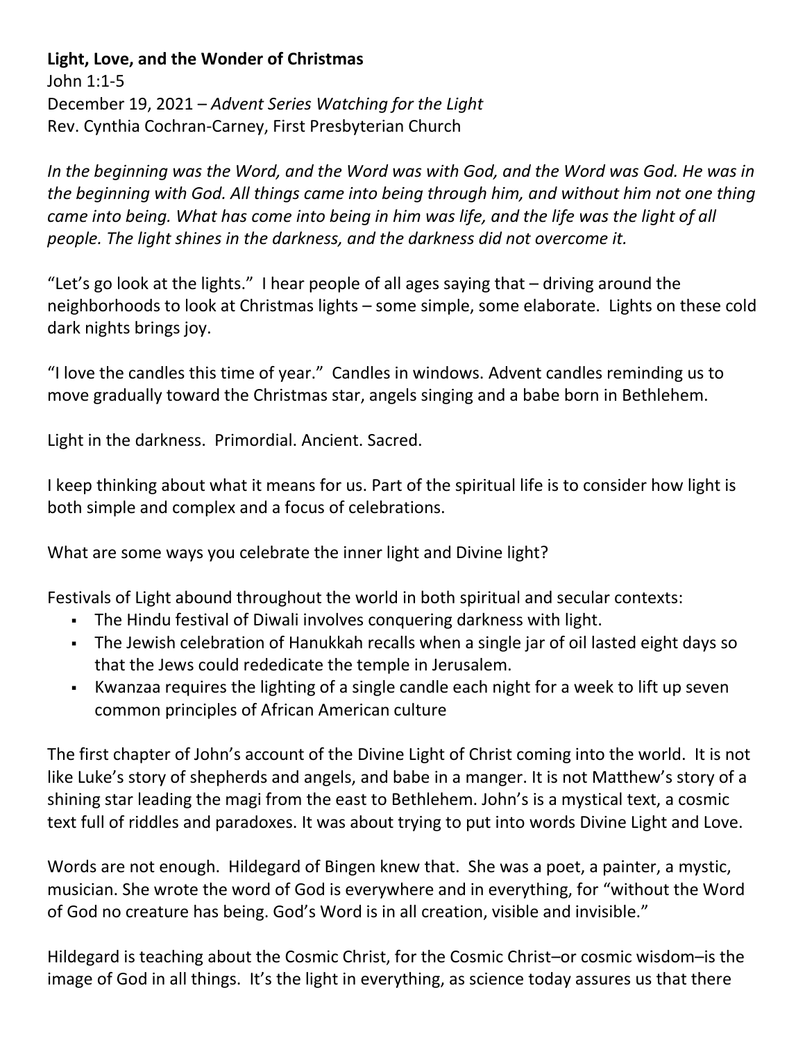**Light, Love, and the Wonder of Christmas**
John 1:1-5
December 19, 2021 – *Advent Series Watching for the Light*
Rev. Cynthia Cochran-Carney, First Presbyterian Church

*In the beginning was the Word, and the Word was with God, and the Word was God. He was in the beginning with God. All things came into being through him, and without him not one thing came into being. What has come into being in him was life, and the life was the light of all people. The light shines in the darkness, and the darkness did not overcome it.*

"Let's go look at the lights." I hear people of all ages saying that – driving around the neighborhoods to look at Christmas lights – some simple, some elaborate. Lights on these cold dark nights brings joy.

"I love the candles this time of year." Candles in windows. Advent candles reminding us to move gradually toward the Christmas star, angels singing and a babe born in Bethlehem.

Light in the darkness. Primordial. Ancient. Sacred.

I keep thinking about what it means for us. Part of the spiritual life is to consider how light is both simple and complex and a focus of celebrations.

What are some ways you celebrate the inner light and Divine light?

Festivals of Light abound throughout the world in both spiritual and secular contexts:

- The Hindu festival of Diwali involves conquering darkness with light.
- The Jewish celebration of Hanukkah recalls when a single jar of oil lasted eight days so that the Jews could rededicate the temple in Jerusalem.
- Kwanzaa requires the lighting of a single candle each night for a week to lift up seven common principles of African American culture

The first chapter of John's account of the Divine Light of Christ coming into the world. It is not like Luke's story of shepherds and angels, and babe in a manger. It is not Matthew's story of a shining star leading the magi from the east to Bethlehem. John's is a mystical text, a cosmic text full of riddles and paradoxes. It was about trying to put into words Divine Light and Love.

Words are not enough. Hildegard of Bingen knew that. She was a poet, a painter, a mystic, musician. She wrote the word of God is everywhere and in everything, for "without the Word of God no creature has being. God's Word is in all creation, visible and invisible."

Hildegard is teaching about the Cosmic Christ, for the Cosmic Christ–or cosmic wisdom–is the image of God in all things. It's the light in everything, as science today assures us that there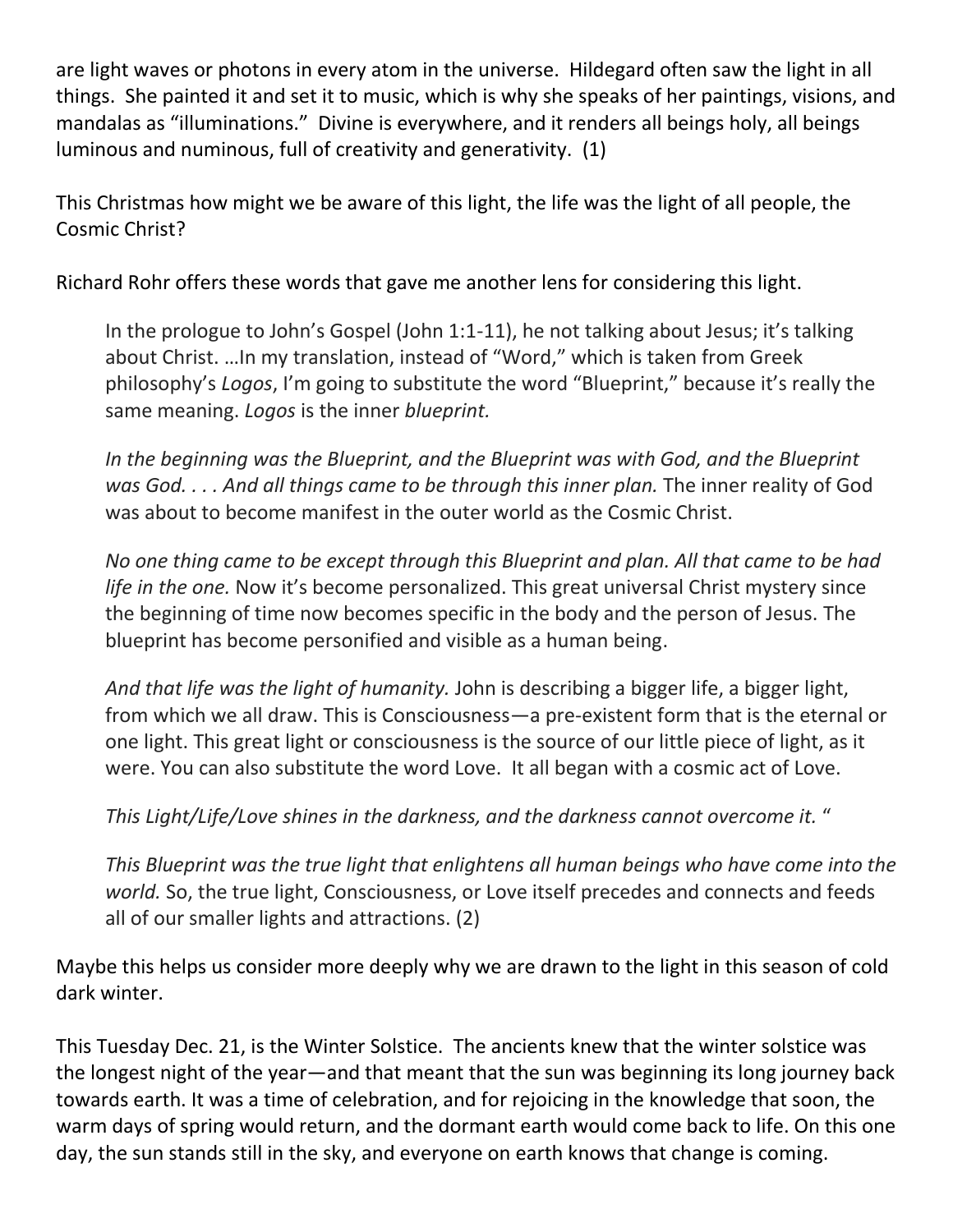are light waves or photons in every atom in the universe. Hildegard often saw the light in all things. She painted it and set it to music, which is why she speaks of her paintings, visions, and mandalas as "illuminations." Divine is everywhere, and it renders all beings holy, all beings luminous and numinous, full of creativity and generativity. (1)

This Christmas how might we be aware of this light, the life was the light of all people, the Cosmic Christ?

Richard Rohr offers these words that gave me another lens for considering this light.

> In the prologue to John's Gospel (John 1:1-11), he not talking about Jesus; it's talking about Christ. …In my translation, instead of "Word," which is taken from Greek philosophy's *Logos*, I'm going to substitute the word "Blueprint," because it's really the same meaning. *Logos* is the inner *blueprint.*
>
> *In the beginning was the Blueprint, and the Blueprint was with God, and the Blueprint was God. . . . And all things came to be through this inner plan.* The inner reality of God was about to become manifest in the outer world as the Cosmic Christ.
>
> *No one thing came to be except through this Blueprint and plan. All that came to be had life in the one.* Now it's become personalized. This great universal Christ mystery since the beginning of time now becomes specific in the body and the person of Jesus. The blueprint has become personified and visible as a human being.
>
> *And that life was the light of humanity.* John is describing a bigger life, a bigger light, from which we all draw. This is Consciousness—a pre-existent form that is the eternal or one light. This great light or consciousness is the source of our little piece of light, as it were. You can also substitute the word Love. It all began with a cosmic act of Love.
>
> *This Light/Life/Love shines in the darkness, and the darkness cannot overcome it.* "
>
> *This Blueprint was the true light that enlightens all human beings who have come into the world.* So, the true light, Consciousness, or Love itself precedes and connects and feeds all of our smaller lights and attractions. (2)

Maybe this helps us consider more deeply why we are drawn to the light in this season of cold dark winter.

This Tuesday Dec. 21, is the Winter Solstice. The ancients knew that the winter solstice was the longest night of the year—and that meant that the sun was beginning its long journey back towards earth. It was a time of celebration, and for rejoicing in the knowledge that soon, the warm days of spring would return, and the dormant earth would come back to life. On this one day, the sun stands still in the sky, and everyone on earth knows that change is coming.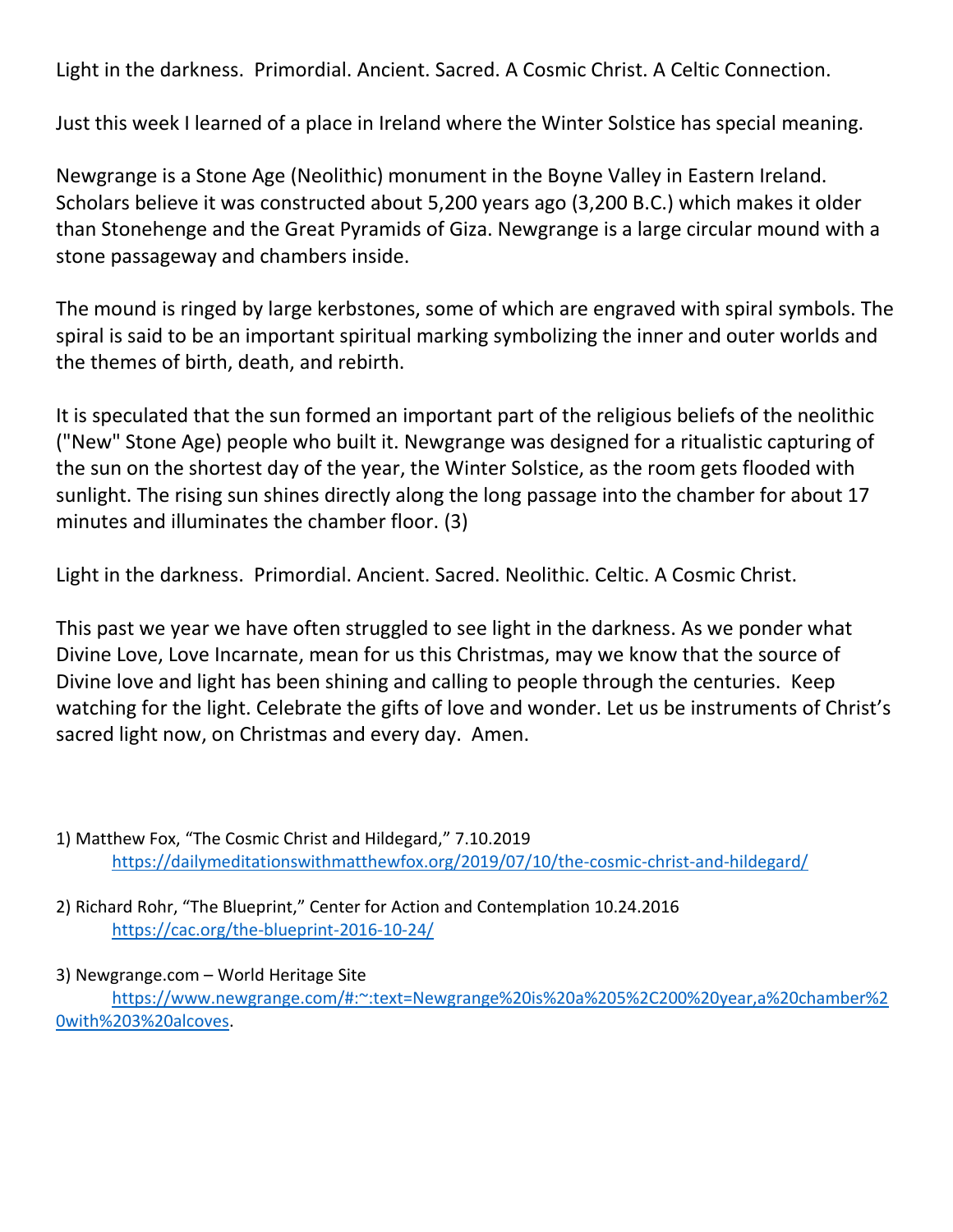Light in the darkness. Primordial. Ancient. Sacred. A Cosmic Christ. A Celtic Connection.

Just this week I learned of a place in Ireland where the Winter Solstice has special meaning.

Newgrange is a Stone Age (Neolithic) monument in the Boyne Valley in Eastern Ireland. Scholars believe it was constructed about 5,200 years ago (3,200 B.C.) which makes it older than Stonehenge and the Great Pyramids of Giza. Newgrange is a large circular mound with a stone passageway and chambers inside.

The mound is ringed by large kerbstones, some of which are engraved with spiral symbols. The spiral is said to be an important spiritual marking symbolizing the inner and outer worlds and the themes of birth, death, and rebirth.

It is speculated that the sun formed an important part of the religious beliefs of the neolithic ("New" Stone Age) people who built it. Newgrange was designed for a ritualistic capturing of the sun on the shortest day of the year, the Winter Solstice, as the room gets flooded with sunlight. The rising sun shines directly along the long passage into the chamber for about 17 minutes and illuminates the chamber floor. (3)

Light in the darkness. Primordial. Ancient. Sacred. Neolithic. Celtic. A Cosmic Christ.

This past we year we have often struggled to see light in the darkness. As we ponder what Divine Love, Love Incarnate, mean for us this Christmas, may we know that the source of Divine love and light has been shining and calling to people through the centuries. Keep watching for the light. Celebrate the gifts of love and wonder. Let us be instruments of Christ's sacred light now, on Christmas and every day. Amen.

1) Matthew Fox, "The Cosmic Christ and Hildegard," 7.10.2019
https://dailymeditationswithmatthewfox.org/2019/07/10/the-cosmic-christ-and-hildegard/

2) Richard Rohr, "The Blueprint," Center for Action and Contemplation 10.24.2016
https://cac.org/the-blueprint-2016-10-24/

3) Newgrange.com – World Heritage Site
https://www.newgrange.com/#:~:text=Newgrange%20is%20a%205%2C200%20year,a%20chamber%20with%203%20alcoves.